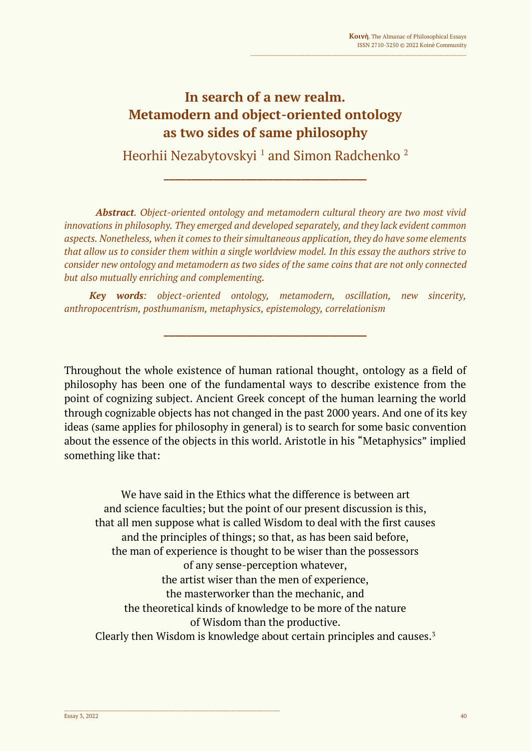# In search of a new realm. Metamodern and object-oriented ontology as two sides of same philosophy

Heorhii Nezabytovskyi [1] and Simon Radchenko [2]

---

***Abstract**. Object-oriented ontology and metamodern cultural theory are two most vivid innovations in philosophy. They emerged and developed separately, and they lack evident common aspects. Nonetheless, when it comes to their simultaneous application, they do have some elements that allow us to consider them within a single worldview model. In this essay the authors strive to consider new ontology and metamodern as two sides of the same coins that are not only connected but also mutually enriching and complementing.*

***Key words**: object-oriented ontology, metamodern, oscillation, new sincerity, anthropocentrism, posthumanism, metaphysics, epistemology, correlationism*

---

Throughout the whole existence of human rational thought, ontology as a field of philosophy has been one of the fundamental ways to describe existence from the point of cognizing subject. Ancient Greek concept of the human learning the world through cognizable objects has not changed in the past 2000 years. And one of its key ideas (same applies for philosophy in general) is to search for some basic convention about the essence of the objects in this world. Aristotle in his "Metaphysics" implied something like that:

> We have said in the Ethics what the difference is between art
> and science faculties; but the point of our present discussion is this,
> that all men suppose what is called Wisdom to deal with the first causes
> and the principles of things; so that, as has been said before,
> the man of experience is thought to be wiser than the possessors
> of any sense-perception whatever,
> the artist wiser than the men of experience,
> the masterworker than the mechanic, and
> the theoretical kinds of knowledge to be more of the nature
> of Wisdom than the productive.
> Clearly then Wisdom is knowledge about certain principles and causes.[3]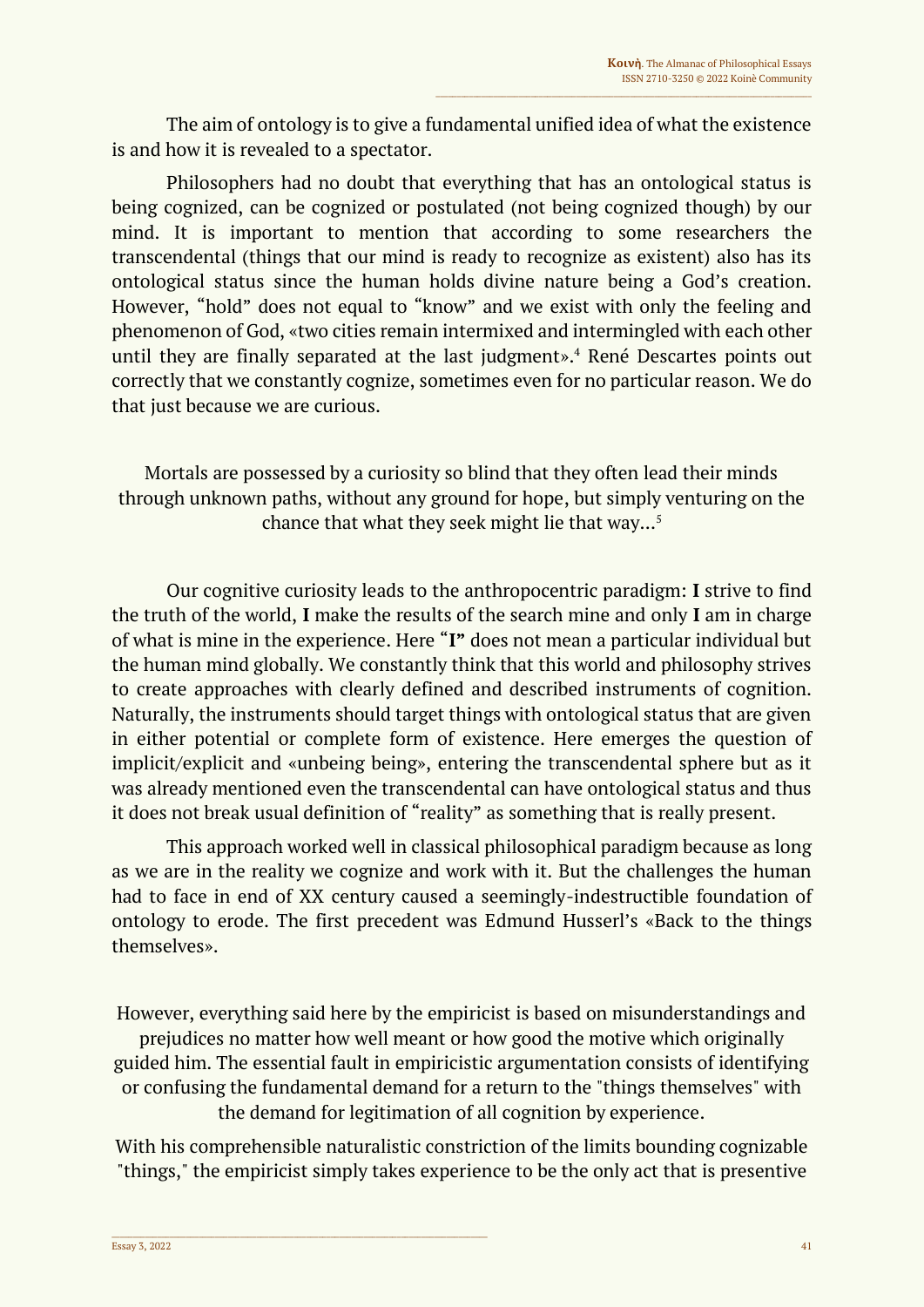The aim of ontology is to give a fundamental unified idea of what the existence is and how it is revealed to a spectator.

Philosophers had no doubt that everything that has an ontological status is being cognized, can be cognized or postulated (not being cognized though) by our mind. It is important to mention that according to some researchers the transcendental (things that our mind is ready to recognize as existent) also has its ontological status since the human holds divine nature being a God's creation. However, "hold" does not equal to "know" and we exist with only the feeling and phenomenon of God, «two cities remain intermixed and intermingled with each other until they are finally separated at the last judgment».[4] René Descartes points out correctly that we constantly cognize, sometimes even for no particular reason. We do that just because we are curious.

> Mortals are possessed by a curiosity so blind that they often lead their minds through unknown paths, without any ground for hope, but simply venturing on the chance that what they seek might lie that way...[5]

Our cognitive curiosity leads to the anthropocentric paradigm: **I** strive to find the truth of the world, **I** make the results of the search mine and only **I** am in charge of what is mine in the experience. Here "**I"** does not mean a particular individual but the human mind globally. We constantly think that this world and philosophy strives to create approaches with clearly defined and described instruments of cognition. Naturally, the instruments should target things with ontological status that are given in either potential or complete form of existence. Here emerges the question of implicit/explicit and «unbeing being», entering the transcendental sphere but as it was already mentioned even the transcendental can have ontological status and thus it does not break usual definition of "reality" as something that is really present.

This approach worked well in classical philosophical paradigm because as long as we are in the reality we cognize and work with it. But the challenges the human had to face in end of XX century caused a seemingly-indestructible foundation of ontology to erode. The first precedent was Edmund Husserl's «Back to the things themselves».

> However, everything said here by the empiricist is based on misunderstandings and prejudices no matter how well meant or how good the motive which originally guided him. The essential fault in empiricistic argumentation consists of identifying or confusing the fundamental demand for a return to the "things themselves" with the demand for legitimation of all cognition by experience.
>
> With his comprehensible naturalistic constriction of the limits bounding cognizable "things," the empiricist simply takes experience to be the only act that is presentive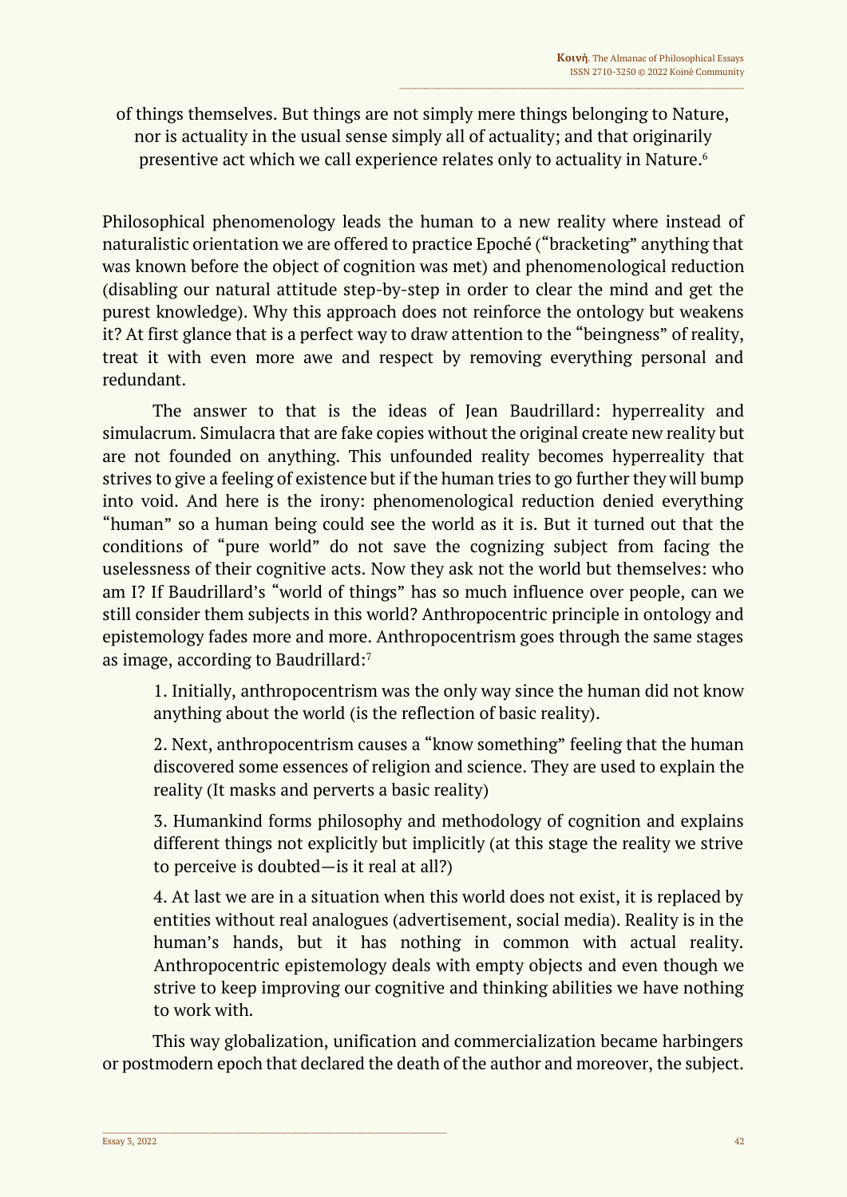> of things themselves. But things are not simply mere things belonging to Nature, nor is actuality in the usual sense simply all of actuality; and that originarily presentive act which we call experience relates only to actuality in Nature.[6]

Philosophical phenomenology leads the human to a new reality where instead of naturalistic orientation we are offered to practice Epoché ("bracketing" anything that was known before the object of cognition was met) and phenomenological reduction (disabling our natural attitude step-by-step in order to clear the mind and get the purest knowledge). Why this approach does not reinforce the ontology but weakens it? At first glance that is a perfect way to draw attention to the "beingness" of reality, treat it with even more awe and respect by removing everything personal and redundant.

The answer to that is the ideas of Jean Baudrillard: hyperreality and simulacrum. Simulacra that are fake copies without the original create new reality but are not founded on anything. This unfounded reality becomes hyperreality that strives to give a feeling of existence but if the human tries to go further they will bump into void. And here is the irony: phenomenological reduction denied everything "human" so a human being could see the world as it is. But it turned out that the conditions of "pure world" do not save the cognizing subject from facing the uselessness of their cognitive acts. Now they ask not the world but themselves: who am I? If Baudrillard's "world of things" has so much influence over people, can we still consider them subjects in this world? Anthropocentric principle in ontology and epistemology fades more and more. Anthropocentrism goes through the same stages as image, according to Baudrillard:[7]

1. Initially, anthropocentrism was the only way since the human did not know anything about the world (is the reflection of basic reality).

2. Next, anthropocentrism causes a "know something" feeling that the human discovered some essences of religion and science. They are used to explain the reality (It masks and perverts a basic reality)

3. Humankind forms philosophy and methodology of cognition and explains different things not explicitly but implicitly (at this stage the reality we strive to perceive is doubted—is it real at all?)

4. At last we are in a situation when this world does not exist, it is replaced by entities without real analogues (advertisement, social media). Reality is in the human's hands, but it has nothing in common with actual reality. Anthropocentric epistemology deals with empty objects and even though we strive to keep improving our cognitive and thinking abilities we have nothing to work with.

This way globalization, unification and commercialization became harbingers or postmodern epoch that declared the death of the author and moreover, the subject.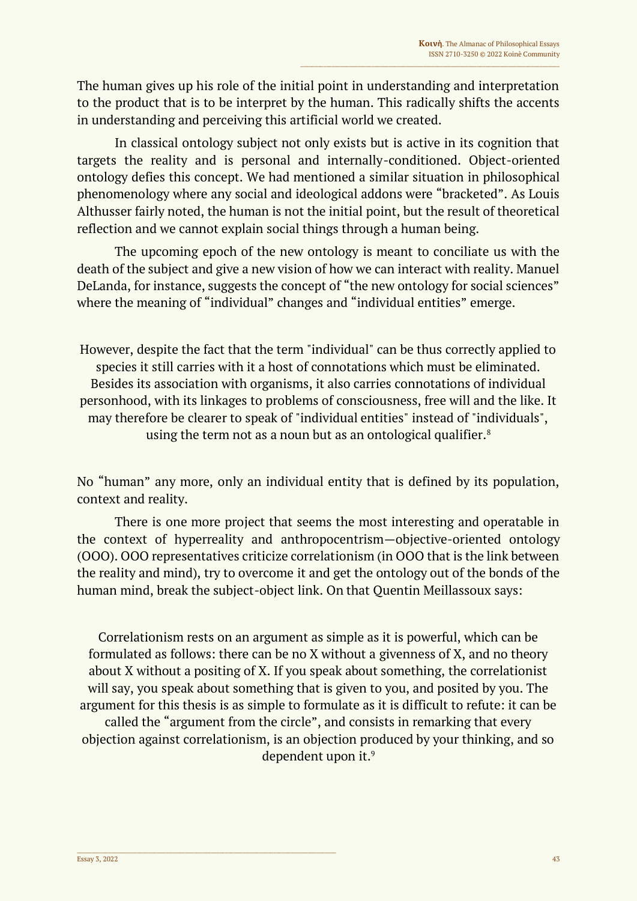The human gives up his role of the initial point in understanding and interpretation to the product that is to be interpret by the human. This radically shifts the accents in understanding and perceiving this artificial world we created.

In classical ontology subject not only exists but is active in its cognition that targets the reality and is personal and internally-conditioned. Object-oriented ontology defies this concept. We had mentioned a similar situation in philosophical phenomenology where any social and ideological addons were "bracketed". As Louis Althusser fairly noted, the human is not the initial point, but the result of theoretical reflection and we cannot explain social things through a human being.

The upcoming epoch of the new ontology is meant to conciliate us with the death of the subject and give a new vision of how we can interact with reality. Manuel DeLanda, for instance, suggests the concept of "the new ontology for social sciences" where the meaning of "individual" changes and "individual entities" emerge.

> However, despite the fact that the term "individual" can be thus correctly applied to species it still carries with it a host of connotations which must be eliminated. Besides its association with organisms, it also carries connotations of individual personhood, with its linkages to problems of consciousness, free will and the like. It may therefore be clearer to speak of "individual entities" instead of "individuals", using the term not as a noun but as an ontological qualifier.[8]

No "human" any more, only an individual entity that is defined by its population, context and reality.

There is one more project that seems the most interesting and operatable in the context of hyperreality and anthropocentrism—objective-oriented ontology (OOO). OOO representatives criticize correlationism (in OOO that is the link between the reality and mind), try to overcome it and get the ontology out of the bonds of the human mind, break the subject-object link. On that Quentin Meillassoux says:

> Correlationism rests on an argument as simple as it is powerful, which can be formulated as follows: there can be no X without a givenness of X, and no theory about X without a positing of X. If you speak about something, the correlationist will say, you speak about something that is given to you, and posited by you. The argument for this thesis is as simple to formulate as it is difficult to refute: it can be called the "argument from the circle", and consists in remarking that every objection against correlationism, is an objection produced by your thinking, and so dependent upon it.[9]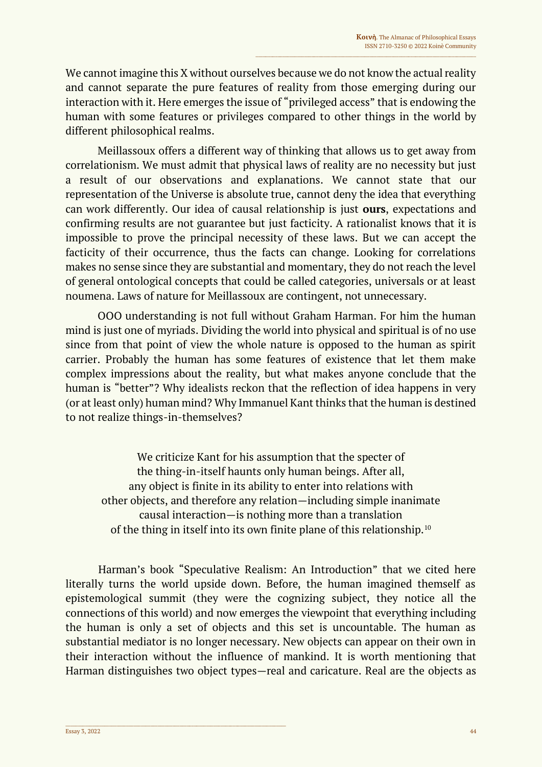We cannot imagine this X without ourselves because we do not know the actual reality and cannot separate the pure features of reality from those emerging during our interaction with it. Here emerges the issue of "privileged access" that is endowing the human with some features or privileges compared to other things in the world by different philosophical realms.

Meillassoux offers a different way of thinking that allows us to get away from correlationism. We must admit that physical laws of reality are no necessity but just a result of our observations and explanations. We cannot state that our representation of the Universe is absolute true, cannot deny the idea that everything can work differently. Our idea of causal relationship is just **ours**, expectations and confirming results are not guarantee but just facticity. A rationalist knows that it is impossible to prove the principal necessity of these laws. But we can accept the facticity of their occurrence, thus the facts can change. Looking for correlations makes no sense since they are substantial and momentary, they do not reach the level of general ontological concepts that could be called categories, universals or at least noumena. Laws of nature for Meillassoux are contingent, not unnecessary.

OOO understanding is not full without Graham Harman. For him the human mind is just one of myriads. Dividing the world into physical and spiritual is of no use since from that point of view the whole nature is opposed to the human as spirit carrier. Probably the human has some features of existence that let them make complex impressions about the reality, but what makes anyone conclude that the human is "better"? Why idealists reckon that the reflection of idea happens in very (or at least only) human mind? Why Immanuel Kant thinks that the human is destined to not realize things-in-themselves?

> We criticize Kant for his assumption that the specter of the thing-in-itself haunts only human beings. After all, any object is finite in its ability to enter into relations with other objects, and therefore any relation—including simple inanimate causal interaction—is nothing more than a translation of the thing in itself into its own finite plane of this relationship.[10]

Harman's book "Speculative Realism: An Introduction" that we cited here literally turns the world upside down. Before, the human imagined themself as epistemological summit (they were the cognizing subject, they notice all the connections of this world) and now emerges the viewpoint that everything including the human is only a set of objects and this set is uncountable. The human as substantial mediator is no longer necessary. New objects can appear on their own in their interaction without the influence of mankind. It is worth mentioning that Harman distinguishes two object types—real and caricature. Real are the objects as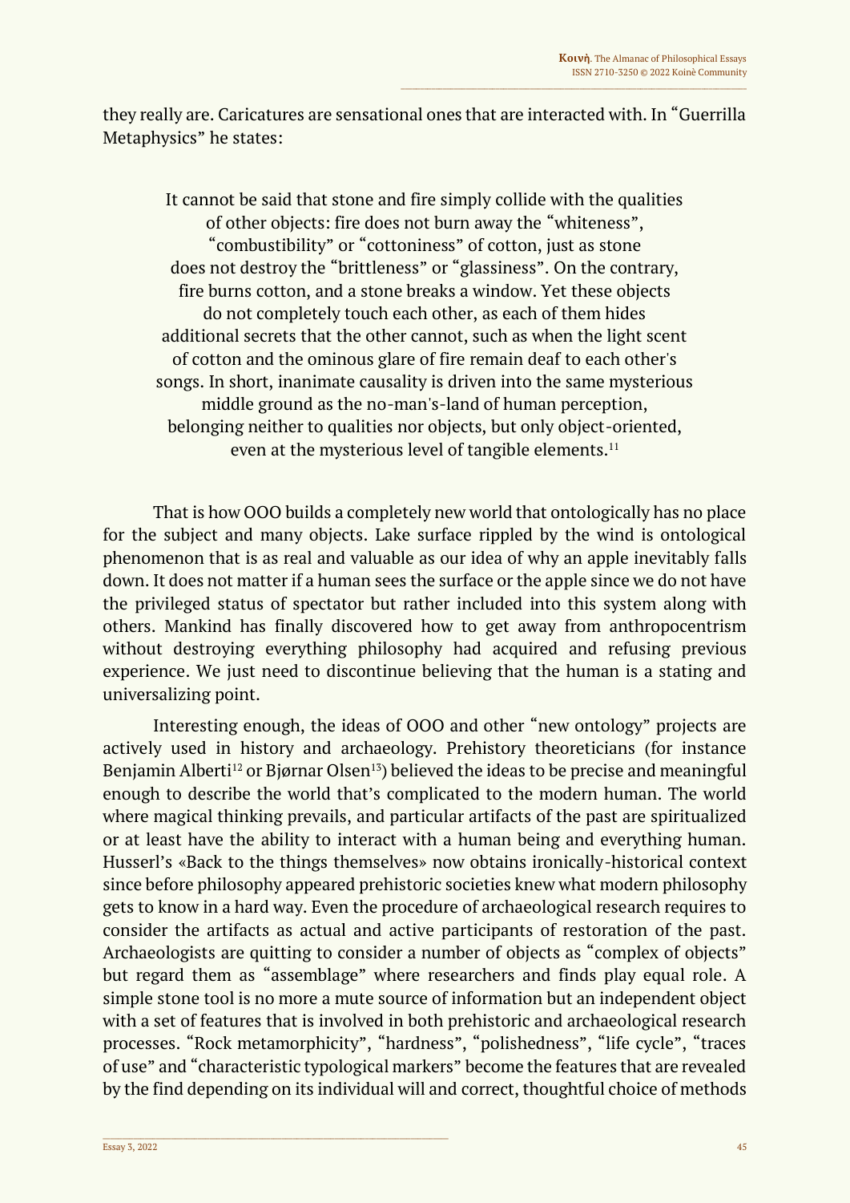they really are. Caricatures are sensational ones that are interacted with. In "Guerrilla Metaphysics" he states:

> It cannot be said that stone and fire simply collide with the qualities of other objects: fire does not burn away the "whiteness", "combustibility" or "cottoniness" of cotton, just as stone does not destroy the "brittleness" or "glassiness". On the contrary, fire burns cotton, and a stone breaks a window. Yet these objects do not completely touch each other, as each of them hides additional secrets that the other cannot, such as when the light scent of cotton and the ominous glare of fire remain deaf to each other's songs. In short, inanimate causality is driven into the same mysterious middle ground as the no-man's-land of human perception, belonging neither to qualities nor objects, but only object-oriented, even at the mysterious level of tangible elements.[11]

That is how OOO builds a completely new world that ontologically has no place for the subject and many objects. Lake surface rippled by the wind is ontological phenomenon that is as real and valuable as our idea of why an apple inevitably falls down. It does not matter if a human sees the surface or the apple since we do not have the privileged status of spectator but rather included into this system along with others. Mankind has finally discovered how to get away from anthropocentrism without destroying everything philosophy had acquired and refusing previous experience. We just need to discontinue believing that the human is a stating and universalizing point.

Interesting enough, the ideas of OOO and other "new ontology" projects are actively used in history and archaeology. Prehistory theoreticians (for instance Benjamin Alberti[12] or Bjørnar Olsen[13]) believed the ideas to be precise and meaningful enough to describe the world that's complicated to the modern human. The world where magical thinking prevails, and particular artifacts of the past are spiritualized or at least have the ability to interact with a human being and everything human. Husserl's «Back to the things themselves» now obtains ironically-historical context since before philosophy appeared prehistoric societies knew what modern philosophy gets to know in a hard way. Even the procedure of archaeological research requires to consider the artifacts as actual and active participants of restoration of the past. Archaeologists are quitting to consider a number of objects as "complex of objects" but regard them as "assemblage" where researchers and finds play equal role. A simple stone tool is no more a mute source of information but an independent object with a set of features that is involved in both prehistoric and archaeological research processes. "Rock metamorphicity", "hardness", "polishedness", "life cycle", "traces of use" and "characteristic typological markers" become the features that are revealed by the find depending on its individual will and correct, thoughtful choice of methods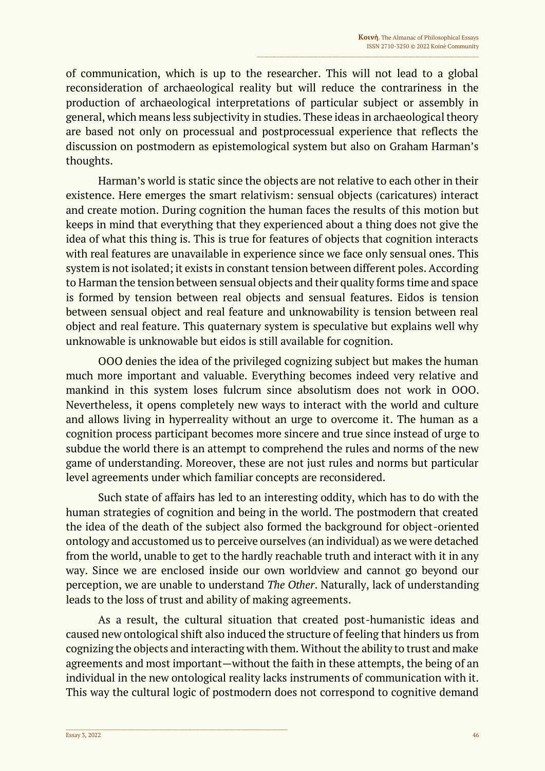of communication, which is up to the researcher. This will not lead to a global reconsideration of archaeological reality but will reduce the contrariness in the production of archaeological interpretations of particular subject or assembly in general, which means less subjectivity in studies. These ideas in archaeological theory are based not only on processual and postprocessual experience that reflects the discussion on postmodern as epistemological system but also on Graham Harman's thoughts.

Harman's world is static since the objects are not relative to each other in their existence. Here emerges the smart relativism: sensual objects (caricatures) interact and create motion. During cognition the human faces the results of this motion but keeps in mind that everything that they experienced about a thing does not give the idea of what this thing is. This is true for features of objects that cognition interacts with real features are unavailable in experience since we face only sensual ones. This system is not isolated; it exists in constant tension between different poles. According to Harman the tension between sensual objects and their quality forms time and space is formed by tension between real objects and sensual features. Eidos is tension between sensual object and real feature and unknowability is tension between real object and real feature. This quaternary system is speculative but explains well why unknowable is unknowable but eidos is still available for cognition.

OOO denies the idea of the privileged cognizing subject but makes the human much more important and valuable. Everything becomes indeed very relative and mankind in this system loses fulcrum since absolutism does not work in OOO. Nevertheless, it opens completely new ways to interact with the world and culture and allows living in hyperreality without an urge to overcome it. The human as a cognition process participant becomes more sincere and true since instead of urge to subdue the world there is an attempt to comprehend the rules and norms of the new game of understanding. Moreover, these are not just rules and norms but particular level agreements under which familiar concepts are reconsidered.

Such state of affairs has led to an interesting oddity, which has to do with the human strategies of cognition and being in the world. The postmodern that created the idea of the death of the subject also formed the background for object-oriented ontology and accustomed us to perceive ourselves (an individual) as we were detached from the world, unable to get to the hardly reachable truth and interact with it in any way. Since we are enclosed inside our own worldview and cannot go beyond our perception, we are unable to understand *The Other*. Naturally, lack of understanding leads to the loss of trust and ability of making agreements.

As a result, the cultural situation that created post-humanistic ideas and caused new ontological shift also induced the structure of feeling that hinders us from cognizing the objects and interacting with them. Without the ability to trust and make agreements and most important—without the faith in these attempts, the being of an individual in the new ontological reality lacks instruments of communication with it. This way the cultural logic of postmodern does not correspond to cognitive demand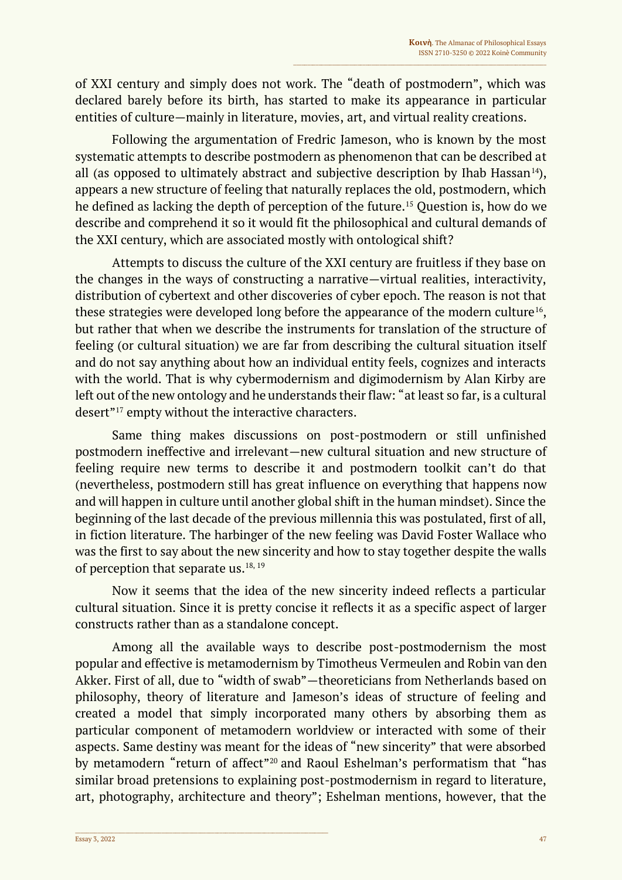of XXI century and simply does not work. The "death of postmodern", which was declared barely before its birth, has started to make its appearance in particular entities of culture—mainly in literature, movies, art, and virtual reality creations.

Following the argumentation of Fredric Jameson, who is known by the most systematic attempts to describe postmodern as phenomenon that can be described at all (as opposed to ultimately abstract and subjective description by Ihab Hassan[14]), appears a new structure of feeling that naturally replaces the old, postmodern, which he defined as lacking the depth of perception of the future.[15] Question is, how do we describe and comprehend it so it would fit the philosophical and cultural demands of the XXI century, which are associated mostly with ontological shift?

Attempts to discuss the culture of the XXI century are fruitless if they base on the changes in the ways of constructing a narrative—virtual realities, interactivity, distribution of cybertext and other discoveries of cyber epoch. The reason is not that these strategies were developed long before the appearance of the modern culture[16], but rather that when we describe the instruments for translation of the structure of feeling (or cultural situation) we are far from describing the cultural situation itself and do not say anything about how an individual entity feels, cognizes and interacts with the world. That is why cybermodernism and digimodernism by Alan Kirby are left out of the new ontology and he understands their flaw: "at least so far, is a cultural desert"[17] empty without the interactive characters.

Same thing makes discussions on post-postmodern or still unfinished postmodern ineffective and irrelevant—new cultural situation and new structure of feeling require new terms to describe it and postmodern toolkit can't do that (nevertheless, postmodern still has great influence on everything that happens now and will happen in culture until another global shift in the human mindset). Since the beginning of the last decade of the previous millennia this was postulated, first of all, in fiction literature. The harbinger of the new feeling was David Foster Wallace who was the first to say about the new sincerity and how to stay together despite the walls of perception that separate us.[18, 19]

Now it seems that the idea of the new sincerity indeed reflects a particular cultural situation. Since it is pretty concise it reflects it as a specific aspect of larger constructs rather than as a standalone concept.

Among all the available ways to describe post-postmodernism the most popular and effective is metamodernism by Timotheus Vermeulen and Robin van den Akker. First of all, due to "width of swab"—theoreticians from Netherlands based on philosophy, theory of literature and Jameson's ideas of structure of feeling and created a model that simply incorporated many others by absorbing them as particular component of metamodern worldview or interacted with some of their aspects. Same destiny was meant for the ideas of "new sincerity" that were absorbed by metamodern "return of affect"[20] and Raoul Eshelman's performatism that "has similar broad pretensions to explaining post-postmodernism in regard to literature, art, photography, architecture and theory"; Eshelman mentions, however, that the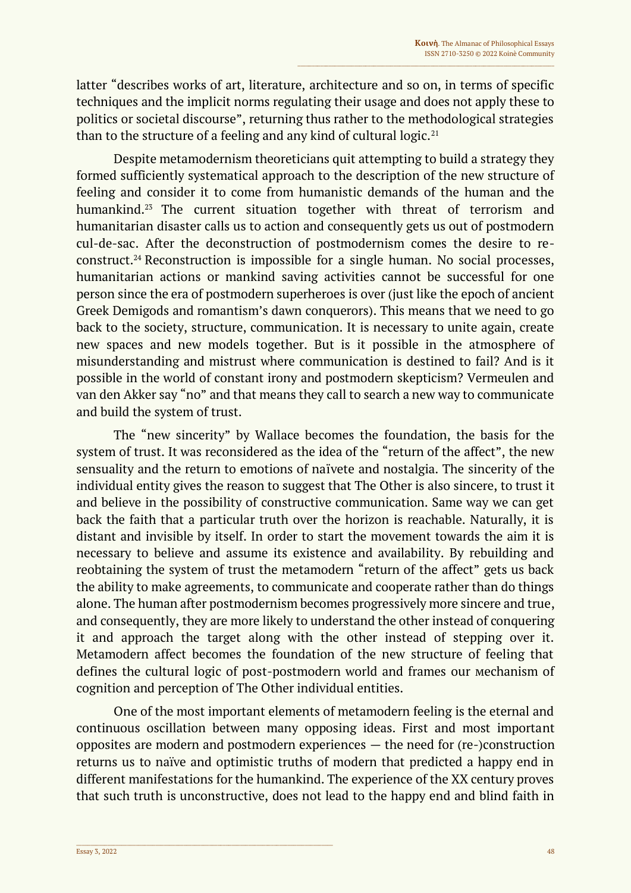latter "describes works of art, literature, architecture and so on, in terms of specific techniques and the implicit norms regulating their usage and does not apply these to politics or societal discourse", returning thus rather to the methodological strategies than to the structure of a feeling and any kind of cultural logic.[21]

Despite metamodernism theoreticians quit attempting to build a strategy they formed sufficiently systematical approach to the description of the new structure of feeling and consider it to come from humanistic demands of the human and the humankind.[23] The current situation together with threat of terrorism and humanitarian disaster calls us to action and consequently gets us out of postmodern cul-de-sac. After the deconstruction of postmodernism comes the desire to re-construct.[24] Reconstruction is impossible for a single human. No social processes, humanitarian actions or mankind saving activities cannot be successful for one person since the era of postmodern superheroes is over (just like the epoch of ancient Greek Demigods and romantism's dawn conquerors). This means that we need to go back to the society, structure, communication. It is necessary to unite again, create new spaces and new models together. But is it possible in the atmosphere of misunderstanding and mistrust where communication is destined to fail? And is it possible in the world of constant irony and postmodern skepticism? Vermeulen and van den Akker say "no" and that means they call to search a new way to communicate and build the system of trust.

The "new sincerity" by Wallace becomes the foundation, the basis for the system of trust. It was reconsidered as the idea of the "return of the affect", the new sensuality and the return to emotions of naïvete and nostalgia. The sincerity of the individual entity gives the reason to suggest that The Other is also sincere, to trust it and believe in the possibility of constructive communication. Same way we can get back the faith that a particular truth over the horizon is reachable. Naturally, it is distant and invisible by itself. In order to start the movement towards the aim it is necessary to believe and assume its existence and availability. By rebuilding and reobtaining the system of trust the metamodern "return of the affect" gets us back the ability to make agreements, to communicate and cooperate rather than do things alone. The human after postmodernism becomes progressively more sincere and true, and consequently, they are more likely to understand the other instead of conquering it and approach the target along with the other instead of stepping over it. Metamodern affect becomes the foundation of the new structure of feeling that defines the cultural logic of post-postmodern world and frames our mechanism of cognition and perception of The Other individual entities.

One of the most important elements of metamodern feeling is the eternal and continuous oscillation between many opposing ideas. First and most important opposites are modern and postmodern experiences — the need for (re-)construction returns us to naïve and optimistic truths of modern that predicted a happy end in different manifestations for the humankind. The experience of the XX century proves that such truth is unconstructive, does not lead to the happy end and blind faith in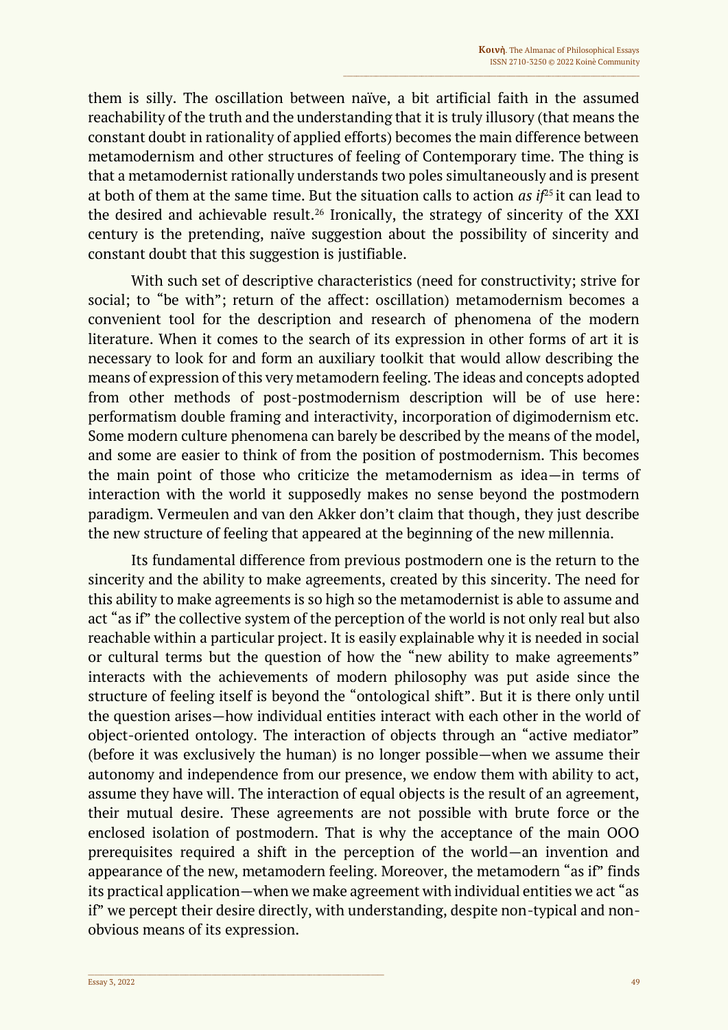them is silly. The oscillation between naïve, a bit artificial faith in the assumed reachability of the truth and the understanding that it is truly illusory (that means the constant doubt in rationality of applied efforts) becomes the main difference between metamodernism and other structures of feeling of Contemporary time. The thing is that a metamodernist rationally understands two poles simultaneously and is present at both of them at the same time. But the situation calls to action *as if*[25] it can lead to the desired and achievable result.[26] Ironically, the strategy of sincerity of the XXI century is the pretending, naïve suggestion about the possibility of sincerity and constant doubt that this suggestion is justifiable.

With such set of descriptive characteristics (need for constructivity; strive for social; to "be with"; return of the affect: oscillation) metamodernism becomes a convenient tool for the description and research of phenomena of the modern literature. When it comes to the search of its expression in other forms of art it is necessary to look for and form an auxiliary toolkit that would allow describing the means of expression of this very metamodern feeling. The ideas and concepts adopted from other methods of post-postmodernism description will be of use here: performatism double framing and interactivity, incorporation of digimodernism etc. Some modern culture phenomena can barely be described by the means of the model, and some are easier to think of from the position of postmodernism. This becomes the main point of those who criticize the metamodernism as idea—in terms of interaction with the world it supposedly makes no sense beyond the postmodern paradigm. Vermeulen and van den Akker don't claim that though, they just describe the new structure of feeling that appeared at the beginning of the new millennia.

Its fundamental difference from previous postmodern one is the return to the sincerity and the ability to make agreements, created by this sincerity. The need for this ability to make agreements is so high so the metamodernist is able to assume and act "as if" the collective system of the perception of the world is not only real but also reachable within a particular project. It is easily explainable why it is needed in social or cultural terms but the question of how the "new ability to make agreements" interacts with the achievements of modern philosophy was put aside since the structure of feeling itself is beyond the "ontological shift". But it is there only until the question arises—how individual entities interact with each other in the world of object-oriented ontology. The interaction of objects through an "active mediator" (before it was exclusively the human) is no longer possible—when we assume their autonomy and independence from our presence, we endow them with ability to act, assume they have will. The interaction of equal objects is the result of an agreement, their mutual desire. These agreements are not possible with brute force or the enclosed isolation of postmodern. That is why the acceptance of the main OOO prerequisites required a shift in the perception of the world—an invention and appearance of the new, metamodern feeling. Moreover, the metamodern "as if" finds its practical application—when we make agreement with individual entities we act "as if" we percept their desire directly, with understanding, despite non-typical and non-obvious means of its expression.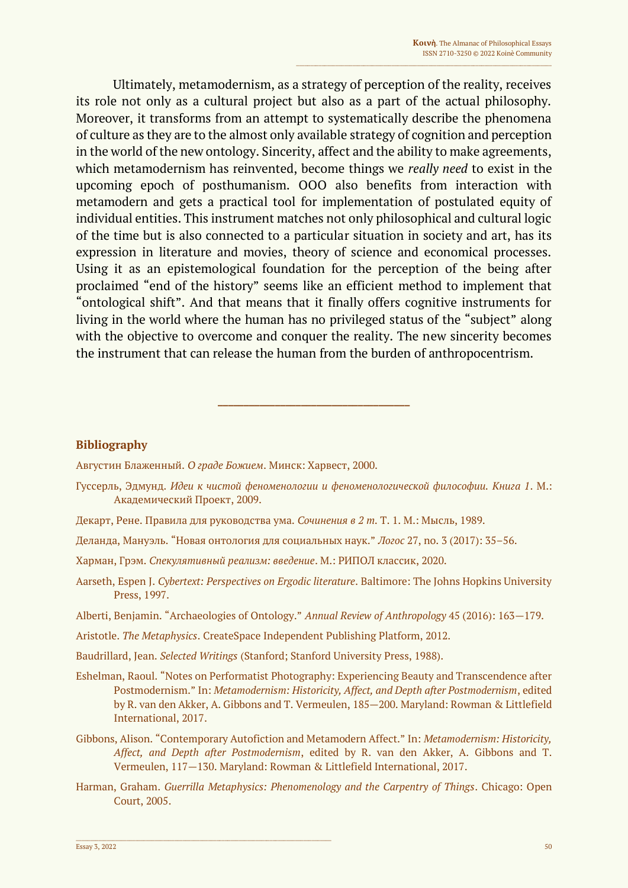Ultimately, metamodernism, as a strategy of perception of the reality, receives its role not only as a cultural project but also as a part of the actual philosophy. Moreover, it transforms from an attempt to systematically describe the phenomena of culture as they are to the almost only available strategy of cognition and perception in the world of the new ontology. Sincerity, affect and the ability to make agreements, which metamodernism has reinvented, become things we *really need* to exist in the upcoming epoch of posthumanism. OOO also benefits from interaction with metamodern and gets a practical tool for implementation of postulated equity of individual entities. This instrument matches not only philosophical and cultural logic of the time but is also connected to a particular situation in society and art, has its expression in literature and movies, theory of science and economical processes. Using it as an epistemological foundation for the perception of the being after proclaimed "end of the history" seems like an efficient method to implement that "ontological shift". And that means that it finally offers cognitive instruments for living in the world where the human has no privileged status of the "subject" along with the objective to overcome and conquer the reality. The new sincerity becomes the instrument that can release the human from the burden of anthropocentrism.

---

## Bibliography

Августин Блаженный. *О граде Божием*. Минск: Харвест, 2000.

Гуссерль, Эдмунд. *Идеи к чистой феноменологии и феноменологической философии. Книга 1*. М.: Академический Проект, 2009.

Декарт, Рене. Правила для руководства ума. *Сочинения в 2 т.* Т. 1. М.: Мысль, 1989.

Деланда, Мануэль. "Новая онтология для социальных наук." *Логос* 27, no. 3 (2017): 35–56.

Харман, Грэм. *Спекулятивный реализм: введение*. М.: РИПОЛ классик, 2020.

Aarseth, Espen J. *Cybertext: Perspectives on Ergodic literature*. Baltimore: The Johns Hopkins University Press, 1997.

Alberti, Benjamin. "Archaeologies of Ontology." *Annual Review of Anthropology* 45 (2016): 163—179.

Aristotle. *The Metaphysics*. CreateSpace Independent Publishing Platform, 2012.

Baudrillard, Jean. *Selected Writings* (Stanford; Stanford University Press, 1988).

Eshelman, Raoul. "Notes on Performatist Photography: Experiencing Beauty and Transcendence after Postmodernism." In: *Metamodernism: Historicity, Affect, and Depth after Postmodernism*, edited by R. van den Akker, A. Gibbons and T. Vermeulen, 185—200. Maryland: Rowman & Littlefield International, 2017.

Gibbons, Alison. "Contemporary Autofiction and Metamodern Affect." In: *Metamodernism: Historicity, Affect, and Depth after Postmodernism*, edited by R. van den Akker, A. Gibbons and T. Vermeulen, 117—130. Maryland: Rowman & Littlefield International, 2017.

Harman, Graham. *Guerrilla Metaphysics: Phenomenology and the Carpentry of Things*. Chicago: Open Court, 2005.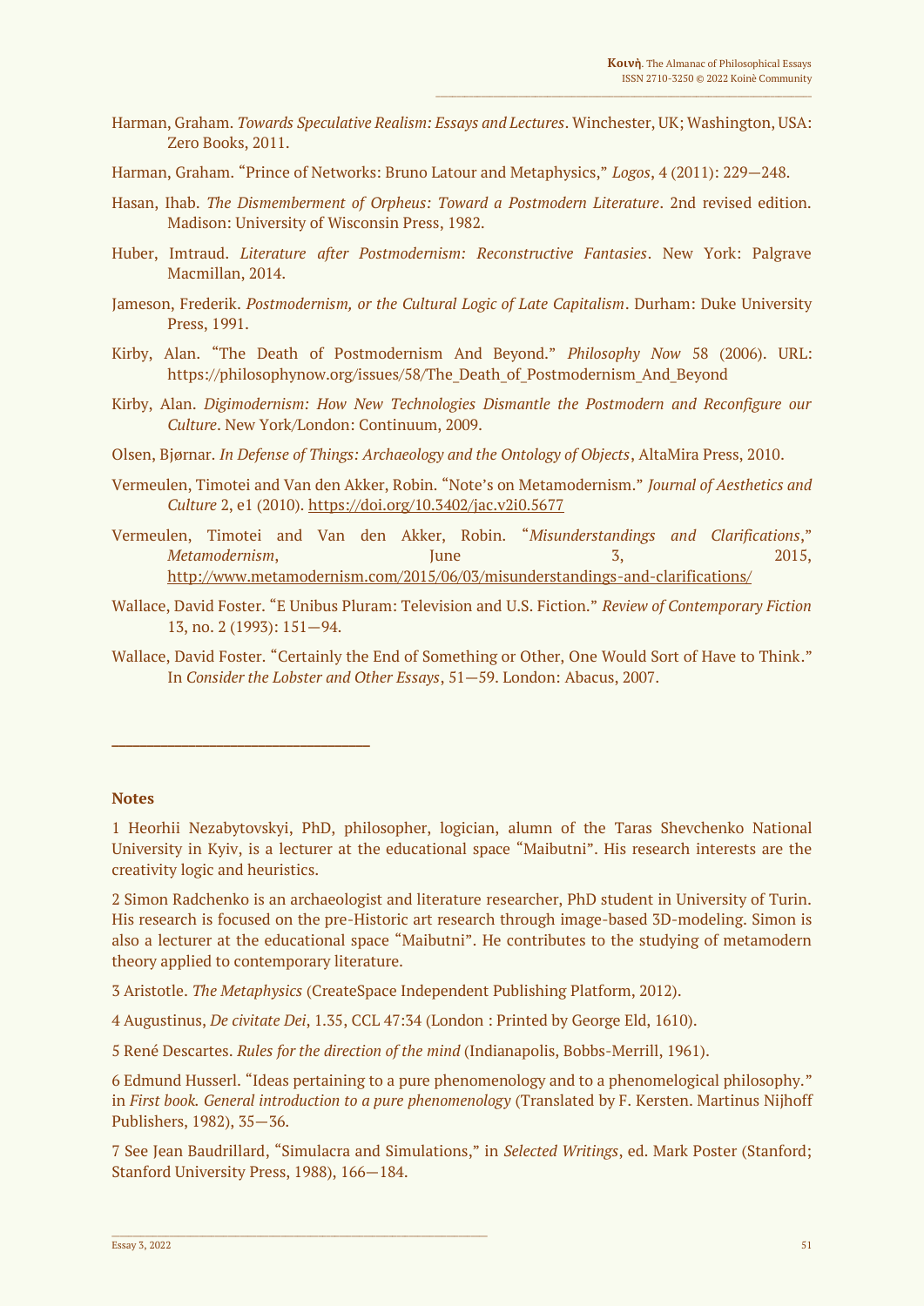Harman, Graham. *Towards Speculative Realism: Essays and Lectures*. Winchester, UK; Washington, USA: Zero Books, 2011.

Harman, Graham. "Prince of Networks: Bruno Latour and Metaphysics," *Logos*, 4 (2011): 229—248.

Hasan, Ihab. *The Dismemberment of Orpheus: Toward a Postmodern Literature*. 2nd revised edition. Madison: University of Wisconsin Press, 1982.

Huber, Imtraud. *Literature after Postmodernism: Reconstructive Fantasies*. New York: Palgrave Macmillan, 2014.

Jameson, Frederik. *Postmodernism, or the Cultural Logic of Late Capitalism*. Durham: Duke University Press, 1991.

Kirby, Alan. "The Death of Postmodernism And Beyond." *Philosophy Now* 58 (2006). URL: https://philosophynow.org/issues/58/The_Death_of_Postmodernism_And_Beyond

Kirby, Alan. *Digimodernism: How New Technologies Dismantle the Postmodern and Reconfigure our Culture*. New York/London: Continuum, 2009.

Olsen, Bjørnar. *In Defense of Things: Archaeology and the Ontology of Objects*, AltaMira Press, 2010.

Vermeulen, Timotei and Van den Akker, Robin. "Note's on Metamodernism." *Journal of Aesthetics and Culture* 2, e1 (2010). https://doi.org/10.3402/jac.v2i0.5677

Vermeulen, Timotei and Van den Akker, Robin. "*Misunderstandings and Clarifications*," *Metamodernism*, June 3, 2015, http://www.metamodernism.com/2015/06/03/misunderstandings-and-clarifications/

Wallace, David Foster. "E Unibus Pluram: Television and U.S. Fiction." *Review of Contemporary Fiction* 13, no. 2 (1993): 151—94.

Wallace, David Foster. "Certainly the End of Something or Other, One Would Sort of Have to Think." In *Consider the Lobster and Other Essays*, 51—59. London: Abacus, 2007.

---

**Notes**

1 Heorhii Nezabytovskyi, PhD, philosopher, logician, alumn of the Taras Shevchenko National University in Kyiv, is a lecturer at the educational space "Maibutni". His research interests are the creativity logic and heuristics.

2 Simon Radchenko is an archaeologist and literature researcher, PhD student in University of Turin. His research is focused on the pre-Historic art research through image-based 3D-modeling. Simon is also a lecturer at the educational space "Maibutni". He contributes to the studying of metamodern theory applied to contemporary literature.

3 Aristotle. *The Metaphysics* (CreateSpace Independent Publishing Platform, 2012).

4 Augustinus, *De civitate Dei*, 1.35, CCL 47:34 (London : Printed by George Eld, 1610).

5 René Descartes. *Rules for the direction of the mind* (Indianapolis, Bobbs-Merrill, 1961).

6 Edmund Husserl. "Ideas pertaining to a pure phenomenology and to a phenomelogical philosophy." in *First book. General introduction to a pure phenomenology* (Translated by F. Kersten. Martinus Nijhoff Publishers, 1982), 35—36.

7 See Jean Baudrillard, "Simulacra and Simulations," in *Selected Writings*, ed. Mark Poster (Stanford; Stanford University Press, 1988), 166—184.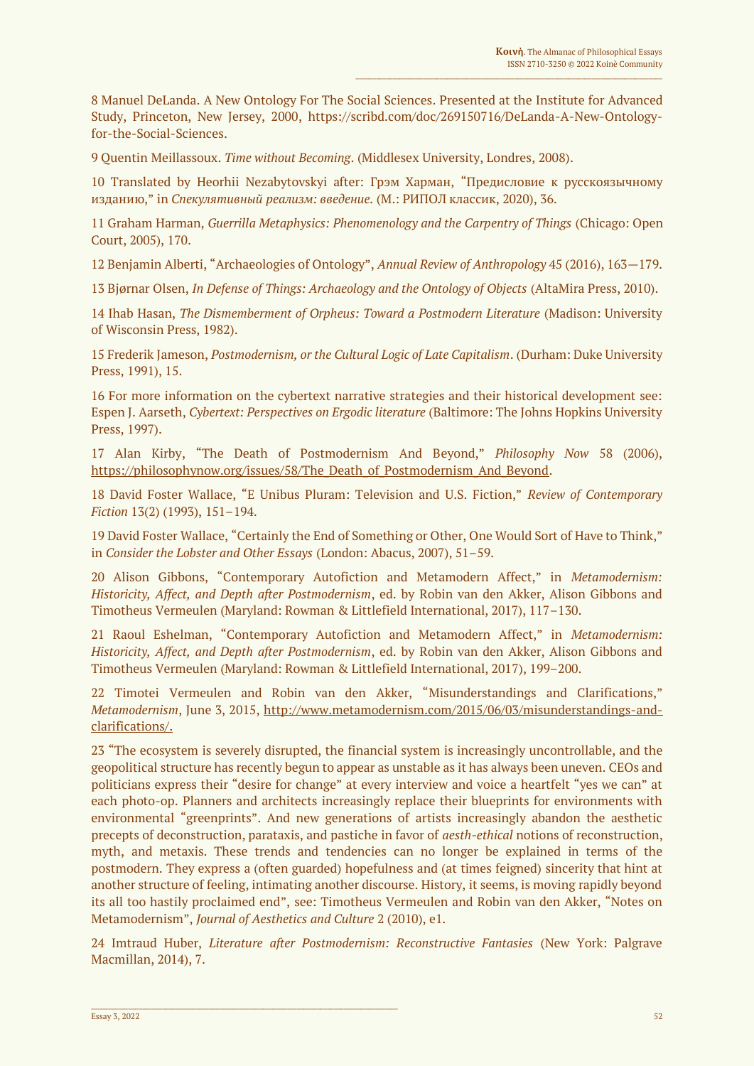8 Manuel DeLanda. A New Ontology For The Social Sciences. Presented at the Institute for Advanced Study, Princeton, New Jersey, 2000, https://scribd.com/doc/269150716/DeLanda-A-New-Ontology-for-the-Social-Sciences.

9 Quentin Meillassoux. *Time without Becoming*. (Middlesex University, Londres, 2008).

10 Translated by Heorhii Nezabytovskyi after: Грэм Харман, "Предисловие к русскоязычному изданию," in *Спекулятивный реализм: введение.* (М.: РИПОЛ классик, 2020), 36.

11 Graham Harman, *Guerrilla Metaphysics: Phenomenology and the Carpentry of Things* (Chicago: Open Court, 2005), 170.

12 Benjamin Alberti, "Archaeologies of Ontology", *Annual Review of Anthropology* 45 (2016), 163—179.

13 Bjørnar Olsen, *In Defense of Things: Archaeology and the Ontology of Objects* (AltaMira Press, 2010).

14 Ihab Hasan, *The Dismemberment of Orpheus: Toward a Postmodern Literature* (Madison: University of Wisconsin Press, 1982).

15 Frederik Jameson, *Postmodernism, or the Cultural Logic of Late Capitalism*. (Durham: Duke University Press, 1991), 15.

16 For more information on the cybertext narrative strategies and their historical development see: Espen J. Aarseth, *Cybertext: Perspectives on Ergodic literature* (Baltimore: The Johns Hopkins University Press, 1997).

17 Alan Kirby, "The Death of Postmodernism And Beyond," *Philosophy Now* 58 (2006), https://philosophynow.org/issues/58/The_Death_of_Postmodernism_And_Beyond.

18 David Foster Wallace, "E Unibus Pluram: Television and U.S. Fiction," *Review of Contemporary Fiction* 13(2) (1993), 151–194.

19 David Foster Wallace, "Certainly the End of Something or Other, One Would Sort of Have to Think," in *Consider the Lobster and Other Essays* (London: Abacus, 2007), 51–59.

20 Alison Gibbons, "Contemporary Autofiction and Metamodern Affect," in *Metamodernism: Historicity, Affect, and Depth after Postmodernism*, ed. by Robin van den Akker, Alison Gibbons and Timotheus Vermeulen (Maryland: Rowman & Littlefield International, 2017), 117–130.

21 Raoul Eshelman, "Contemporary Autofiction and Metamodern Affect," in *Metamodernism: Historicity, Affect, and Depth after Postmodernism*, ed. by Robin van den Akker, Alison Gibbons and Timotheus Vermeulen (Maryland: Rowman & Littlefield International, 2017), 199–200.

22 Timotei Vermeulen and Robin van den Akker, "Misunderstandings and Clarifications," *Metamodernism*, June 3, 2015, http://www.metamodernism.com/2015/06/03/misunderstandings-and-clarifications/.

23 "The ecosystem is severely disrupted, the financial system is increasingly uncontrollable, and the geopolitical structure has recently begun to appear as unstable as it has always been uneven. CEOs and politicians express their "desire for change" at every interview and voice a heartfelt "yes we can" at each photo-op. Planners and architects increasingly replace their blueprints for environments with environmental "greenprints". And new generations of artists increasingly abandon the aesthetic precepts of deconstruction, parataxis, and pastiche in favor of *aesth-ethical* notions of reconstruction, myth, and metaxis. These trends and tendencies can no longer be explained in terms of the postmodern. They express a (often guarded) hopefulness and (at times feigned) sincerity that hint at another structure of feeling, intimating another discourse. History, it seems, is moving rapidly beyond its all too hastily proclaimed end", see: Timotheus Vermeulen and Robin van den Akker, "Notes on Metamodernism", *Journal of Aesthetics and Culture* 2 (2010), e1.

24 Imtraud Huber, *Literature after Postmodernism: Reconstructive Fantasies* (New York: Palgrave Macmillan, 2014), 7.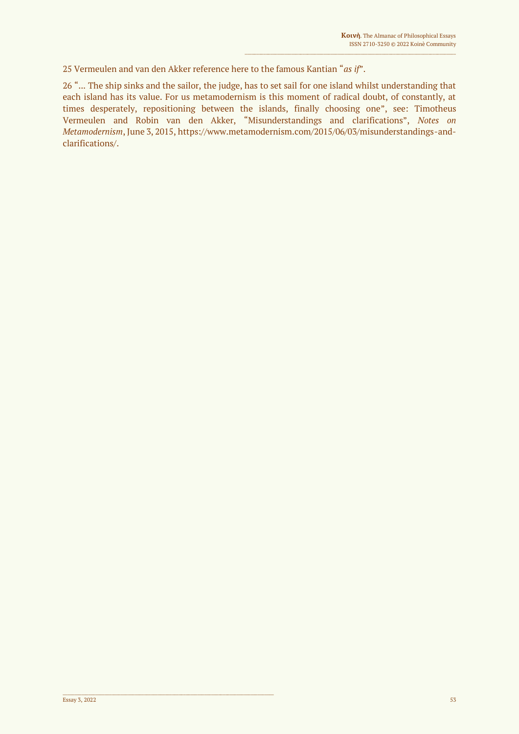25 Vermeulen and van den Akker reference here to the famous Kantian "*as if*".

26 "… The ship sinks and the sailor, the judge, has to set sail for one island whilst understanding that each island has its value. For us metamodernism is this moment of radical doubt, of constantly, at times desperately, repositioning between the islands, finally choosing one", see: Timotheus Vermeulen and Robin van den Akker, "Misunderstandings and clarifications", *Notes on Metamodernism*, June 3, 2015, https://www.metamodernism.com/2015/06/03/misunderstandings-and-clarifications/.